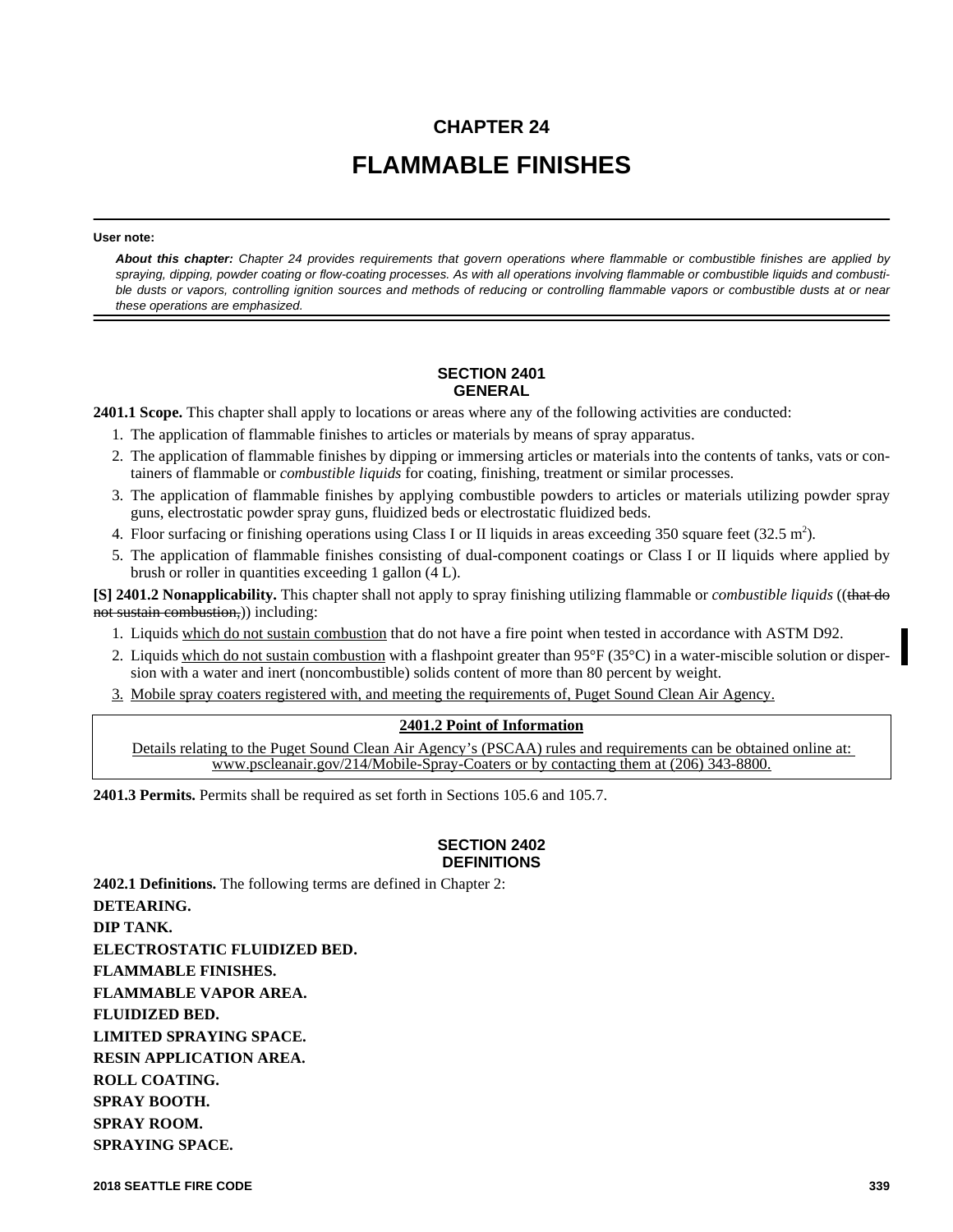# CHAPTER 24

# FLAMMABLE FINISHES

**User note:**

***About this chapter:*** *Chapter 24 provides requirements that govern operations where flammable or combustible finishes are applied by spraying, dipping, powder coating or flow-coating processes. As with all operations involving flammable or combustible liquids and combustible dusts or vapors, controlling ignition sources and methods of reducing or controlling flammable vapors or combustible dusts at or near these operations are emphasized.*

## SECTION 2401
## GENERAL

**2401.1 Scope.** This chapter shall apply to locations or areas where any of the following activities are conducted:

1. The application of flammable finishes to articles or materials by means of spray apparatus.
2. The application of flammable finishes by dipping or immersing articles or materials into the contents of tanks, vats or containers of flammable or *combustible liquids* for coating, finishing, treatment or similar processes.
3. The application of flammable finishes by applying combustible powders to articles or materials utilizing powder spray guns, electrostatic powder spray guns, fluidized beds or electrostatic fluidized beds.
4. Floor surfacing or finishing operations using Class I or II liquids in areas exceeding 350 square feet (32.5 m$^2$).
5. The application of flammable finishes consisting of dual-component coatings or Class I or II liquids where applied by brush or roller in quantities exceeding 1 gallon (4 L).

**[S] 2401.2 Nonapplicability.** This chapter shall not apply to spray finishing utilizing flammable or *combustible liquids* ((~~that do not sustain combustion,~~)) including:

1. Liquids <u>which do not sustain combustion</u> that do not have a fire point when tested in accordance with ASTM D92.
2. Liquids <u>which do not sustain combustion</u> with a flashpoint greater than 95°F (35°C) in a water-miscible solution or dispersion with a water and inert (noncombustible) solids content of more than 80 percent by weight.
3. <u>Mobile spray coaters registered with, and meeting the requirements of, Puget Sound Clean Air Agency.</u>

| <u>2401.2 Point of Information</u> |
|---|
| <u>Details relating to the Puget Sound Clean Air Agency's (PSCAA) rules and requirements can be obtained online at: www.pscleanair.gov/214/Mobile-Spray-Coaters or by contacting them at (206) 343-8800.</u> |

**2401.3 Permits.** Permits shall be required as set forth in Sections 105.6 and 105.7.

## SECTION 2402
## DEFINITIONS

**2402.1 Definitions.** The following terms are defined in Chapter 2:

**DETEARING.**

**DIP TANK.**

**ELECTROSTATIC FLUIDIZED BED.**

**FLAMMABLE FINISHES.**

**FLAMMABLE VAPOR AREA.**

**FLUIDIZED BED.**

**LIMITED SPRAYING SPACE.**

**RESIN APPLICATION AREA.**

**ROLL COATING.**

**SPRAY BOOTH.**

**SPRAY ROOM.**

**SPRAYING SPACE.**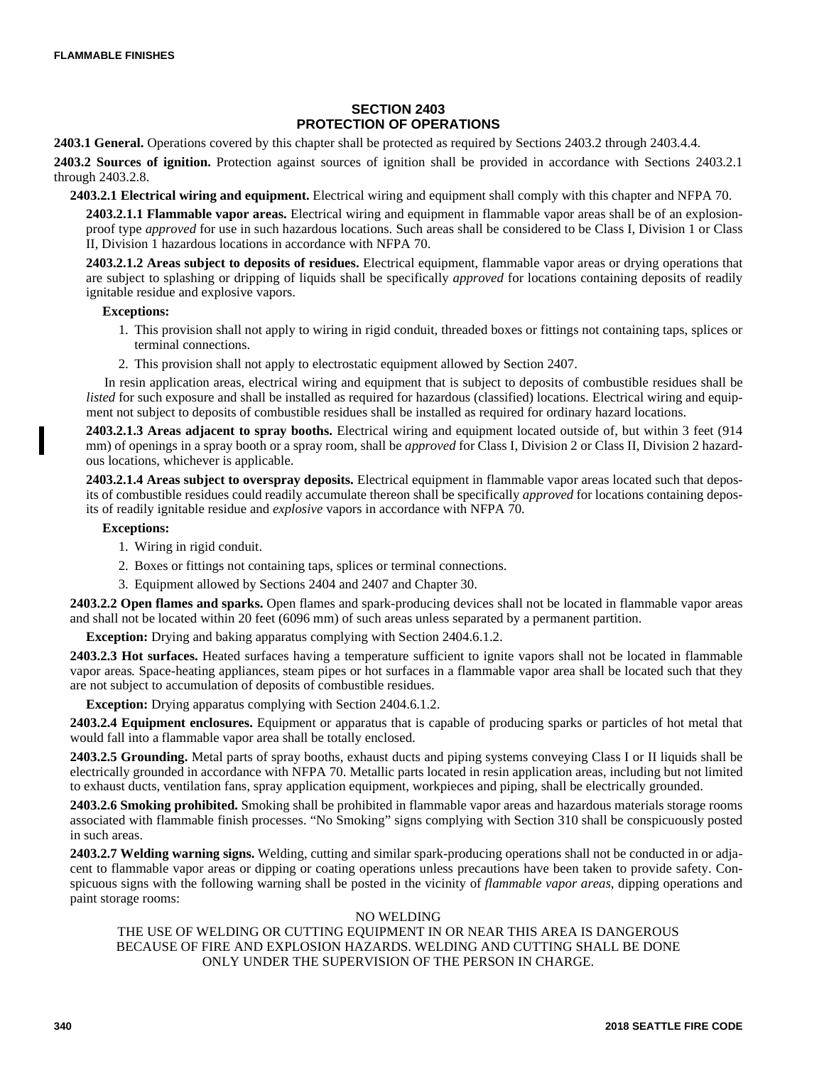## SECTION 2403
## PROTECTION OF OPERATIONS

**2403.1 General.** Operations covered by this chapter shall be protected as required by Sections 2403.2 through 2403.4.4.

**2403.2 Sources of ignition.** Protection against sources of ignition shall be provided in accordance with Sections 2403.2.1 through 2403.2.8.

**2403.2.1 Electrical wiring and equipment.** Electrical wiring and equipment shall comply with this chapter and NFPA 70.

**2403.2.1.1 Flammable vapor areas.** Electrical wiring and equipment in flammable vapor areas shall be of an explosion-proof type *approved* for use in such hazardous locations. Such areas shall be considered to be Class I, Division 1 or Class II, Division 1 hazardous locations in accordance with NFPA 70.

**2403.2.1.2 Areas subject to deposits of residues.** Electrical equipment, flammable vapor areas or drying operations that are subject to splashing or dripping of liquids shall be specifically *approved* for locations containing deposits of readily ignitable residue and explosive vapors.

**Exceptions:**

1. This provision shall not apply to wiring in rigid conduit, threaded boxes or fittings not containing taps, splices or terminal connections.
2. This provision shall not apply to electrostatic equipment allowed by Section 2407.

In resin application areas, electrical wiring and equipment that is subject to deposits of combustible residues shall be *listed* for such exposure and shall be installed as required for hazardous (classified) locations. Electrical wiring and equipment not subject to deposits of combustible residues shall be installed as required for ordinary hazard locations.

**2403.2.1.3 Areas adjacent to spray booths.** Electrical wiring and equipment located outside of, but within 3 feet (914 mm) of openings in a spray booth or a spray room, shall be *approved* for Class I, Division 2 or Class II, Division 2 hazardous locations, whichever is applicable.

**2403.2.1.4 Areas subject to overspray deposits.** Electrical equipment in flammable vapor areas located such that deposits of combustible residues could readily accumulate thereon shall be specifically *approved* for locations containing deposits of readily ignitable residue and *explosive* vapors in accordance with NFPA 70.

**Exceptions:**

1. Wiring in rigid conduit.
2. Boxes or fittings not containing taps, splices or terminal connections.
3. Equipment allowed by Sections 2404 and 2407 and Chapter 30.

**2403.2.2 Open flames and sparks.** Open flames and spark-producing devices shall not be located in flammable vapor areas and shall not be located within 20 feet (6096 mm) of such areas unless separated by a permanent partition.

**Exception:** Drying and baking apparatus complying with Section 2404.6.1.2.

**2403.2.3 Hot surfaces.** Heated surfaces having a temperature sufficient to ignite vapors shall not be located in flammable vapor areas. Space-heating appliances, steam pipes or hot surfaces in a flammable vapor area shall be located such that they are not subject to accumulation of deposits of combustible residues.

**Exception:** Drying apparatus complying with Section 2404.6.1.2.

**2403.2.4 Equipment enclosures.** Equipment or apparatus that is capable of producing sparks or particles of hot metal that would fall into a flammable vapor area shall be totally enclosed.

**2403.2.5 Grounding.** Metal parts of spray booths, exhaust ducts and piping systems conveying Class I or II liquids shall be electrically grounded in accordance with NFPA 70. Metallic parts located in resin application areas, including but not limited to exhaust ducts, ventilation fans, spray application equipment, workpieces and piping, shall be electrically grounded.

**2403.2.6 Smoking prohibited.** Smoking shall be prohibited in flammable vapor areas and hazardous materials storage rooms associated with flammable finish processes. "No Smoking" signs complying with Section 310 shall be conspicuously posted in such areas.

**2403.2.7 Welding warning signs.** Welding, cutting and similar spark-producing operations shall not be conducted in or adjacent to flammable vapor areas or dipping or coating operations unless precautions have been taken to provide safety. Conspicuous signs with the following warning shall be posted in the vicinity of *flammable vapor areas*, dipping operations and paint storage rooms:

NO WELDING
THE USE OF WELDING OR CUTTING EQUIPMENT IN OR NEAR THIS AREA IS DANGEROUS BECAUSE OF FIRE AND EXPLOSION HAZARDS. WELDING AND CUTTING SHALL BE DONE ONLY UNDER THE SUPERVISION OF THE PERSON IN CHARGE.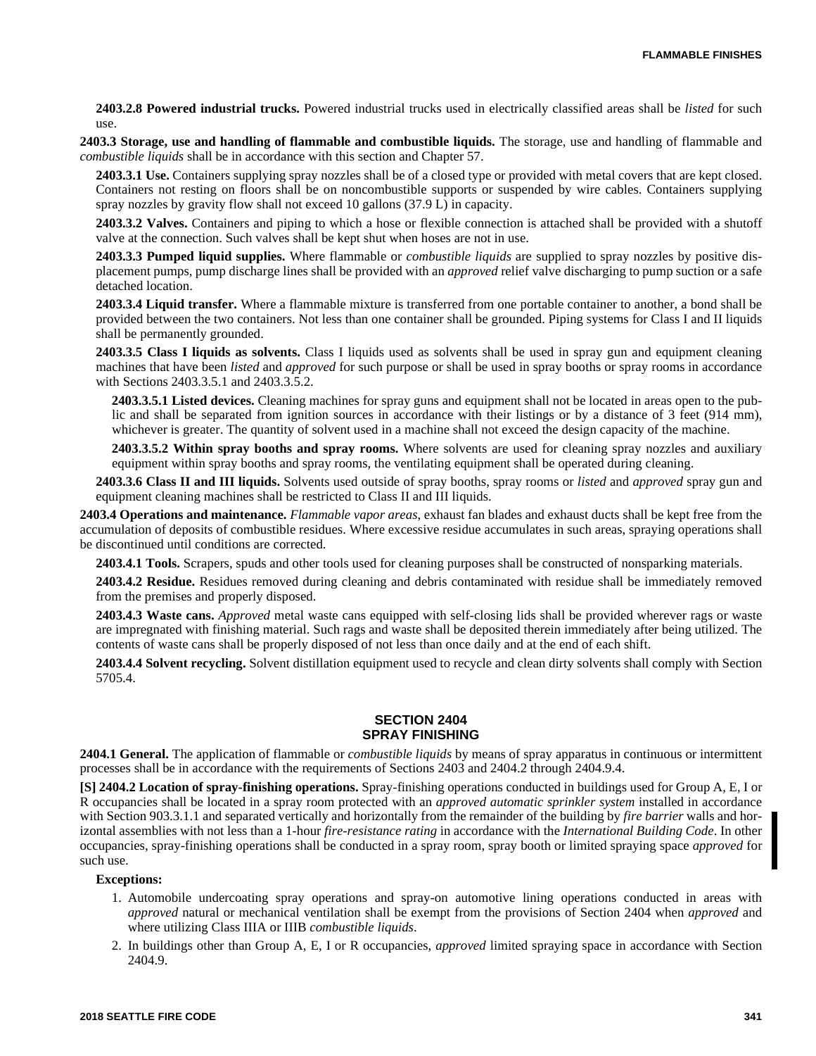**2403.2.8 Powered industrial trucks.** Powered industrial trucks used in electrically classified areas shall be *listed* for such use.

**2403.3 Storage, use and handling of flammable and combustible liquids.** The storage, use and handling of flammable and *combustible liquids* shall be in accordance with this section and Chapter 57.

**2403.3.1 Use.** Containers supplying spray nozzles shall be of a closed type or provided with metal covers that are kept closed. Containers not resting on floors shall be on noncombustible supports or suspended by wire cables. Containers supplying spray nozzles by gravity flow shall not exceed 10 gallons (37.9 L) in capacity.

**2403.3.2 Valves.** Containers and piping to which a hose or flexible connection is attached shall be provided with a shutoff valve at the connection. Such valves shall be kept shut when hoses are not in use.

**2403.3.3 Pumped liquid supplies.** Where flammable or *combustible liquids* are supplied to spray nozzles by positive displacement pumps, pump discharge lines shall be provided with an *approved* relief valve discharging to pump suction or a safe detached location.

**2403.3.4 Liquid transfer.** Where a flammable mixture is transferred from one portable container to another, a bond shall be provided between the two containers. Not less than one container shall be grounded. Piping systems for Class I and II liquids shall be permanently grounded.

**2403.3.5 Class I liquids as solvents.** Class I liquids used as solvents shall be used in spray gun and equipment cleaning machines that have been *listed* and *approved* for such purpose or shall be used in spray booths or spray rooms in accordance with Sections 2403.3.5.1 and 2403.3.5.2.

**2403.3.5.1 Listed devices.** Cleaning machines for spray guns and equipment shall not be located in areas open to the public and shall be separated from ignition sources in accordance with their listings or by a distance of 3 feet (914 mm), whichever is greater. The quantity of solvent used in a machine shall not exceed the design capacity of the machine.

**2403.3.5.2 Within spray booths and spray rooms.** Where solvents are used for cleaning spray nozzles and auxiliary equipment within spray booths and spray rooms, the ventilating equipment shall be operated during cleaning.

**2403.3.6 Class II and III liquids.** Solvents used outside of spray booths, spray rooms or *listed* and *approved* spray gun and equipment cleaning machines shall be restricted to Class II and III liquids.

**2403.4 Operations and maintenance.** *Flammable vapor areas*, exhaust fan blades and exhaust ducts shall be kept free from the accumulation of deposits of combustible residues. Where excessive residue accumulates in such areas, spraying operations shall be discontinued until conditions are corrected.

**2403.4.1 Tools.** Scrapers, spuds and other tools used for cleaning purposes shall be constructed of nonsparking materials.

**2403.4.2 Residue.** Residues removed during cleaning and debris contaminated with residue shall be immediately removed from the premises and properly disposed.

**2403.4.3 Waste cans.** *Approved* metal waste cans equipped with self-closing lids shall be provided wherever rags or waste are impregnated with finishing material. Such rags and waste shall be deposited therein immediately after being utilized. The contents of waste cans shall be properly disposed of not less than once daily and at the end of each shift.

**2403.4.4 Solvent recycling.** Solvent distillation equipment used to recycle and clean dirty solvents shall comply with Section 5705.4.

## SECTION 2404
## SPRAY FINISHING

**2404.1 General.** The application of flammable or *combustible liquids* by means of spray apparatus in continuous or intermittent processes shall be in accordance with the requirements of Sections 2403 and 2404.2 through 2404.9.4.

**[S] 2404.2 Location of spray-finishing operations.** Spray-finishing operations conducted in buildings used for Group A, E, I or R occupancies shall be located in a spray room protected with an *approved automatic sprinkler system* installed in accordance with Section 903.3.1.1 and separated vertically and horizontally from the remainder of the building by *fire barrier* walls and horizontal assemblies with not less than a 1-hour *fire-resistance rating* in accordance with the *International Building Code*. In other occupancies, spray-finishing operations shall be conducted in a spray room, spray booth or limited spraying space *approved* for such use.

**Exceptions:**

1. Automobile undercoating spray operations and spray-on automotive lining operations conducted in areas with *approved* natural or mechanical ventilation shall be exempt from the provisions of Section 2404 when *approved* and where utilizing Class IIIA or IIIB *combustible liquids*.
2. In buildings other than Group A, E, I or R occupancies, *approved* limited spraying space in accordance with Section 2404.9.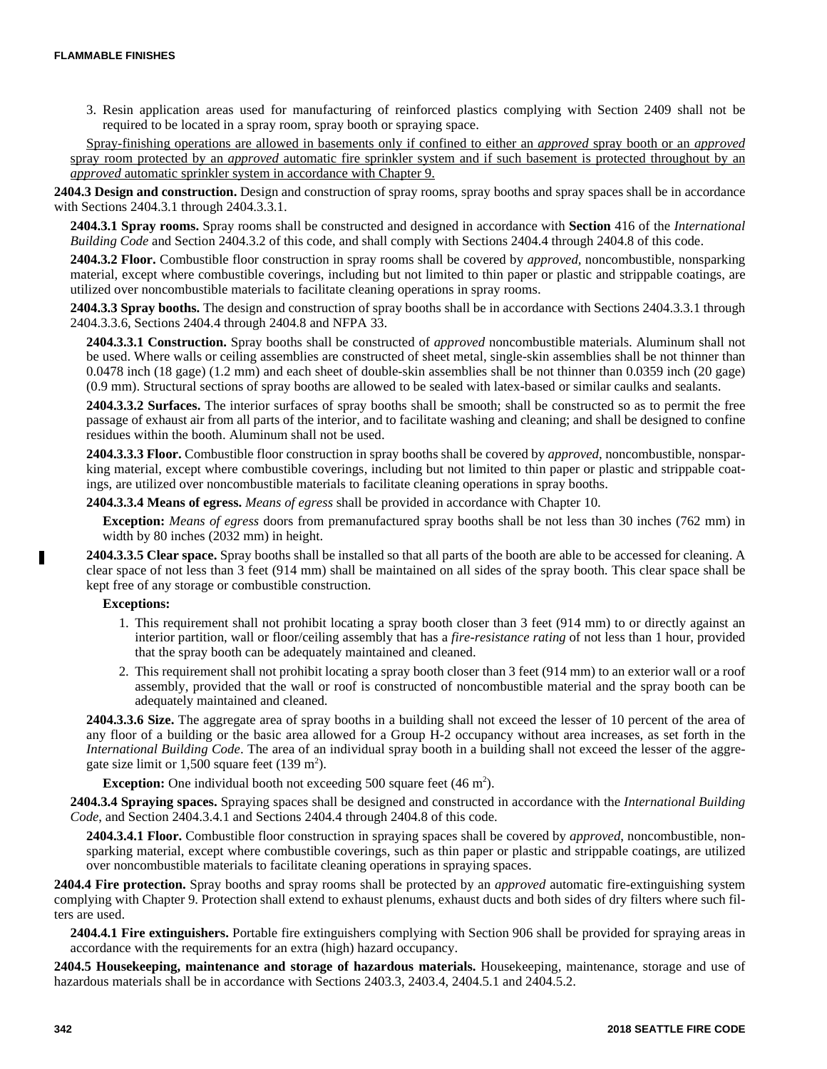3. Resin application areas used for manufacturing of reinforced plastics complying with Section 2409 shall not be required to be located in a spray room, spray booth or spraying space.

Spray-finishing operations are allowed in basements only if confined to either an *approved* spray booth or an *approved* spray room protected by an *approved* automatic fire sprinkler system and if such basement is protected throughout by an *approved* automatic sprinkler system in accordance with Chapter 9.

**2404.3 Design and construction.** Design and construction of spray rooms, spray booths and spray spaces shall be in accordance with Sections 2404.3.1 through 2404.3.3.1.

**2404.3.1 Spray rooms.** Spray rooms shall be constructed and designed in accordance with **Section** 416 of the *International Building Code* and Section 2404.3.2 of this code, and shall comply with Sections 2404.4 through 2404.8 of this code.

**2404.3.2 Floor.** Combustible floor construction in spray rooms shall be covered by *approved*, noncombustible, nonsparking material, except where combustible coverings, including but not limited to thin paper or plastic and strippable coatings, are utilized over noncombustible materials to facilitate cleaning operations in spray rooms.

**2404.3.3 Spray booths.** The design and construction of spray booths shall be in accordance with Sections 2404.3.3.1 through 2404.3.3.6, Sections 2404.4 through 2404.8 and NFPA 33.

**2404.3.3.1 Construction.** Spray booths shall be constructed of *approved* noncombustible materials. Aluminum shall not be used. Where walls or ceiling assemblies are constructed of sheet metal, single-skin assemblies shall be not thinner than 0.0478 inch (18 gage) (1.2 mm) and each sheet of double-skin assemblies shall be not thinner than 0.0359 inch (20 gage) (0.9 mm). Structural sections of spray booths are allowed to be sealed with latex-based or similar caulks and sealants.

**2404.3.3.2 Surfaces.** The interior surfaces of spray booths shall be smooth; shall be constructed so as to permit the free passage of exhaust air from all parts of the interior, and to facilitate washing and cleaning; and shall be designed to confine residues within the booth. Aluminum shall not be used.

**2404.3.3.3 Floor.** Combustible floor construction in spray booths shall be covered by *approved*, noncombustible, nonsparking material, except where combustible coverings, including but not limited to thin paper or plastic and strippable coatings, are utilized over noncombustible materials to facilitate cleaning operations in spray booths.

**2404.3.3.4 Means of egress.** *Means of egress* shall be provided in accordance with Chapter 10.

**Exception:** *Means of egress* doors from premanufactured spray booths shall be not less than 30 inches (762 mm) in width by 80 inches (2032 mm) in height.

**2404.3.3.5 Clear space.** Spray booths shall be installed so that all parts of the booth are able to be accessed for cleaning. A clear space of not less than 3 feet (914 mm) shall be maintained on all sides of the spray booth. This clear space shall be kept free of any storage or combustible construction.

**Exceptions:**

1. This requirement shall not prohibit locating a spray booth closer than 3 feet (914 mm) to or directly against an interior partition, wall or floor/ceiling assembly that has a *fire-resistance rating* of not less than 1 hour, provided that the spray booth can be adequately maintained and cleaned.
2. This requirement shall not prohibit locating a spray booth closer than 3 feet (914 mm) to an exterior wall or a roof assembly, provided that the wall or roof is constructed of noncombustible material and the spray booth can be adequately maintained and cleaned.

**2404.3.3.6 Size.** The aggregate area of spray booths in a building shall not exceed the lesser of 10 percent of the area of any floor of a building or the basic area allowed for a Group H-2 occupancy without area increases, as set forth in the *International Building Code*. The area of an individual spray booth in a building shall not exceed the lesser of the aggregate size limit or 1,500 square feet (139 $m^2$).

**Exception:** One individual booth not exceeding 500 square feet (46 $m^2$).

**2404.3.4 Spraying spaces.** Spraying spaces shall be designed and constructed in accordance with the *International Building Code,* and Section 2404.3.4.1 and Sections 2404.4 through 2404.8 of this code.

**2404.3.4.1 Floor.** Combustible floor construction in spraying spaces shall be covered by *approved*, noncombustible, nonsparking material, except where combustible coverings, such as thin paper or plastic and strippable coatings, are utilized over noncombustible materials to facilitate cleaning operations in spraying spaces.

**2404.4 Fire protection.** Spray booths and spray rooms shall be protected by an *approved* automatic fire-extinguishing system complying with Chapter 9. Protection shall extend to exhaust plenums, exhaust ducts and both sides of dry filters where such filters are used.

**2404.4.1 Fire extinguishers.** Portable fire extinguishers complying with Section 906 shall be provided for spraying areas in accordance with the requirements for an extra (high) hazard occupancy.

**2404.5 Housekeeping, maintenance and storage of hazardous materials.** Housekeeping, maintenance, storage and use of hazardous materials shall be in accordance with Sections 2403.3, 2403.4, 2404.5.1 and 2404.5.2.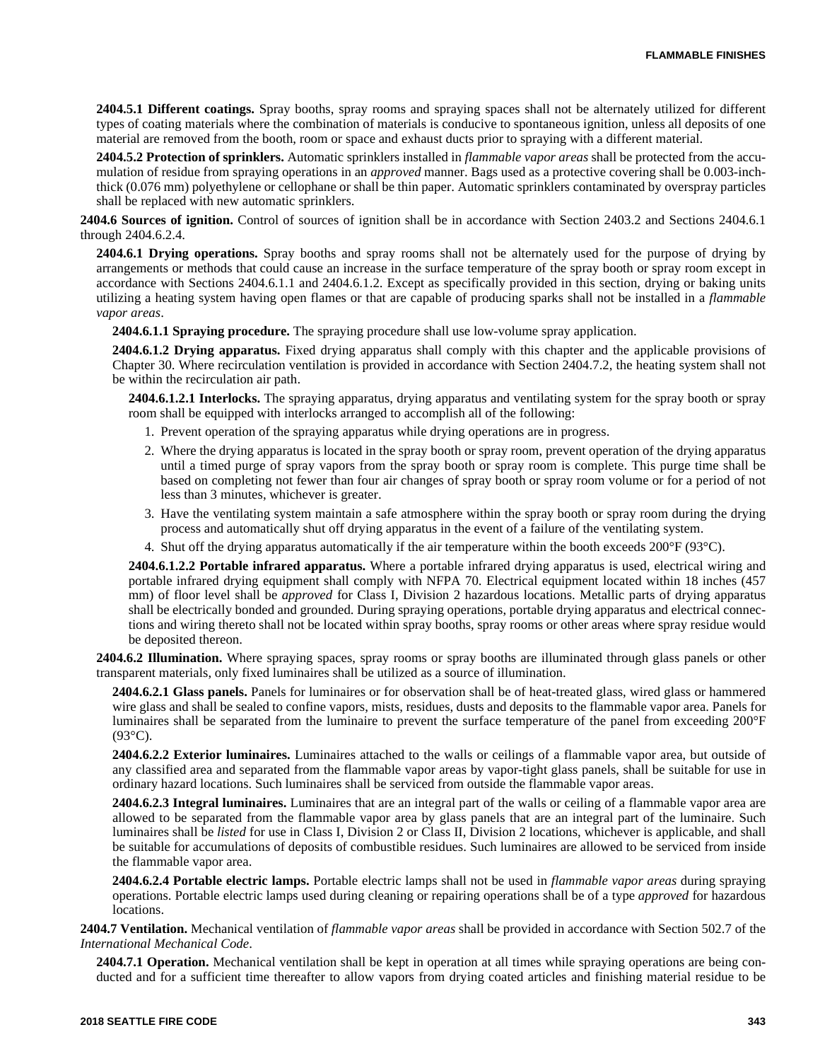**2404.5.1 Different coatings.** Spray booths, spray rooms and spraying spaces shall not be alternately utilized for different types of coating materials where the combination of materials is conducive to spontaneous ignition, unless all deposits of one material are removed from the booth, room or space and exhaust ducts prior to spraying with a different material.

**2404.5.2 Protection of sprinklers.** Automatic sprinklers installed in *flammable vapor areas* shall be protected from the accumulation of residue from spraying operations in an *approved* manner. Bags used as a protective covering shall be 0.003-inch-thick (0.076 mm) polyethylene or cellophane or shall be thin paper. Automatic sprinklers contaminated by overspray particles shall be replaced with new automatic sprinklers.

**2404.6 Sources of ignition.** Control of sources of ignition shall be in accordance with Section 2403.2 and Sections 2404.6.1 through 2404.6.2.4.

**2404.6.1 Drying operations.** Spray booths and spray rooms shall not be alternately used for the purpose of drying by arrangements or methods that could cause an increase in the surface temperature of the spray booth or spray room except in accordance with Sections 2404.6.1.1 and 2404.6.1.2. Except as specifically provided in this section, drying or baking units utilizing a heating system having open flames or that are capable of producing sparks shall not be installed in a *flammable vapor areas*.

**2404.6.1.1 Spraying procedure.** The spraying procedure shall use low-volume spray application.

**2404.6.1.2 Drying apparatus.** Fixed drying apparatus shall comply with this chapter and the applicable provisions of Chapter 30. Where recirculation ventilation is provided in accordance with Section 2404.7.2, the heating system shall not be within the recirculation air path.

**2404.6.1.2.1 Interlocks.** The spraying apparatus, drying apparatus and ventilating system for the spray booth or spray room shall be equipped with interlocks arranged to accomplish all of the following:

1. Prevent operation of the spraying apparatus while drying operations are in progress.
2. Where the drying apparatus is located in the spray booth or spray room, prevent operation of the drying apparatus until a timed purge of spray vapors from the spray booth or spray room is complete. This purge time shall be based on completing not fewer than four air changes of spray booth or spray room volume or for a period of not less than 3 minutes, whichever is greater.
3. Have the ventilating system maintain a safe atmosphere within the spray booth or spray room during the drying process and automatically shut off drying apparatus in the event of a failure of the ventilating system.
4. Shut off the drying apparatus automatically if the air temperature within the booth exceeds 200°F (93°C).

**2404.6.1.2.2 Portable infrared apparatus.** Where a portable infrared drying apparatus is used, electrical wiring and portable infrared drying equipment shall comply with NFPA 70. Electrical equipment located within 18 inches (457 mm) of floor level shall be *approved* for Class I, Division 2 hazardous locations. Metallic parts of drying apparatus shall be electrically bonded and grounded. During spraying operations, portable drying apparatus and electrical connections and wiring thereto shall not be located within spray booths, spray rooms or other areas where spray residue would be deposited thereon.

**2404.6.2 Illumination.** Where spraying spaces, spray rooms or spray booths are illuminated through glass panels or other transparent materials, only fixed luminaires shall be utilized as a source of illumination.

**2404.6.2.1 Glass panels.** Panels for luminaires or for observation shall be of heat-treated glass, wired glass or hammered wire glass and shall be sealed to confine vapors, mists, residues, dusts and deposits to the flammable vapor area. Panels for luminaires shall be separated from the luminaire to prevent the surface temperature of the panel from exceeding 200°F (93°C).

**2404.6.2.2 Exterior luminaires.** Luminaires attached to the walls or ceilings of a flammable vapor area, but outside of any classified area and separated from the flammable vapor areas by vapor-tight glass panels, shall be suitable for use in ordinary hazard locations. Such luminaires shall be serviced from outside the flammable vapor areas.

**2404.6.2.3 Integral luminaires.** Luminaires that are an integral part of the walls or ceiling of a flammable vapor area are allowed to be separated from the flammable vapor area by glass panels that are an integral part of the luminaire. Such luminaires shall be *listed* for use in Class I, Division 2 or Class II, Division 2 locations, whichever is applicable, and shall be suitable for accumulations of deposits of combustible residues. Such luminaires are allowed to be serviced from inside the flammable vapor area.

**2404.6.2.4 Portable electric lamps.** Portable electric lamps shall not be used in *flammable vapor areas* during spraying operations. Portable electric lamps used during cleaning or repairing operations shall be of a type *approved* for hazardous locations.

**2404.7 Ventilation.** Mechanical ventilation of *flammable vapor areas* shall be provided in accordance with Section 502.7 of the *International Mechanical Code*.

**2404.7.1 Operation.** Mechanical ventilation shall be kept in operation at all times while spraying operations are being conducted and for a sufficient time thereafter to allow vapors from drying coated articles and finishing material residue to be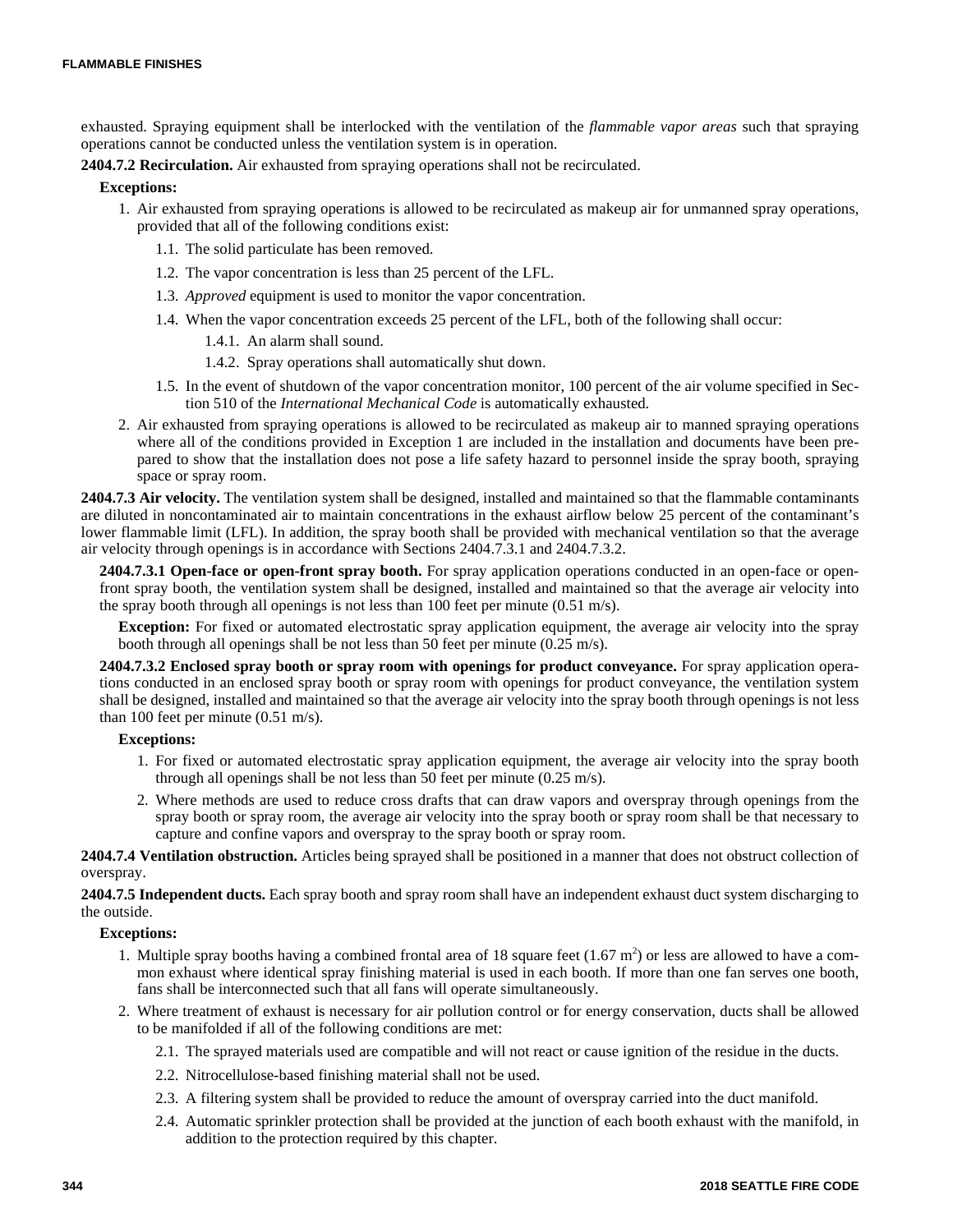exhausted. Spraying equipment shall be interlocked with the ventilation of the *flammable vapor areas* such that spraying operations cannot be conducted unless the ventilation system is in operation.

**2404.7.2 Recirculation.** Air exhausted from spraying operations shall not be recirculated.

**Exceptions:**

1. Air exhausted from spraying operations is allowed to be recirculated as makeup air for unmanned spray operations, provided that all of the following conditions exist:
   - 1.1. The solid particulate has been removed.
   - 1.2. The vapor concentration is less than 25 percent of the LFL.
   - 1.3. *Approved* equipment is used to monitor the vapor concentration.
   - 1.4. When the vapor concentration exceeds 25 percent of the LFL, both of the following shall occur:
     - 1.4.1. An alarm shall sound.
     - 1.4.2. Spray operations shall automatically shut down.
   - 1.5. In the event of shutdown of the vapor concentration monitor, 100 percent of the air volume specified in Section 510 of the *International Mechanical Code* is automatically exhausted.
2. Air exhausted from spraying operations is allowed to be recirculated as makeup air to manned spraying operations where all of the conditions provided in Exception 1 are included in the installation and documents have been prepared to show that the installation does not pose a life safety hazard to personnel inside the spray booth, spraying space or spray room.

**2404.7.3 Air velocity.** The ventilation system shall be designed, installed and maintained so that the flammable contaminants are diluted in noncontaminated air to maintain concentrations in the exhaust airflow below 25 percent of the contaminant's lower flammable limit (LFL). In addition, the spray booth shall be provided with mechanical ventilation so that the average air velocity through openings is in accordance with Sections 2404.7.3.1 and 2404.7.3.2.

**2404.7.3.1 Open-face or open-front spray booth.** For spray application operations conducted in an open-face or open-front spray booth, the ventilation system shall be designed, installed and maintained so that the average air velocity into the spray booth through all openings is not less than 100 feet per minute (0.51 m/s).

**Exception:** For fixed or automated electrostatic spray application equipment, the average air velocity into the spray booth through all openings shall be not less than 50 feet per minute (0.25 m/s).

**2404.7.3.2 Enclosed spray booth or spray room with openings for product conveyance.** For spray application operations conducted in an enclosed spray booth or spray room with openings for product conveyance, the ventilation system shall be designed, installed and maintained so that the average air velocity into the spray booth through openings is not less than 100 feet per minute (0.51 m/s).

**Exceptions:**

1. For fixed or automated electrostatic spray application equipment, the average air velocity into the spray booth through all openings shall be not less than 50 feet per minute (0.25 m/s).
2. Where methods are used to reduce cross drafts that can draw vapors and overspray through openings from the spray booth or spray room, the average air velocity into the spray booth or spray room shall be that necessary to capture and confine vapors and overspray to the spray booth or spray room.

**2404.7.4 Ventilation obstruction.** Articles being sprayed shall be positioned in a manner that does not obstruct collection of overspray.

**2404.7.5 Independent ducts.** Each spray booth and spray room shall have an independent exhaust duct system discharging to the outside.

**Exceptions:**

1. Multiple spray booths having a combined frontal area of 18 square feet (1.67 $m^2$) or less are allowed to have a common exhaust where identical spray finishing material is used in each booth. If more than one fan serves one booth, fans shall be interconnected such that all fans will operate simultaneously.
2. Where treatment of exhaust is necessary for air pollution control or for energy conservation, ducts shall be allowed to be manifolded if all of the following conditions are met:
   - 2.1. The sprayed materials used are compatible and will not react or cause ignition of the residue in the ducts.
   - 2.2. Nitrocellulose-based finishing material shall not be used.
   - 2.3. A filtering system shall be provided to reduce the amount of overspray carried into the duct manifold.
   - 2.4. Automatic sprinkler protection shall be provided at the junction of each booth exhaust with the manifold, in addition to the protection required by this chapter.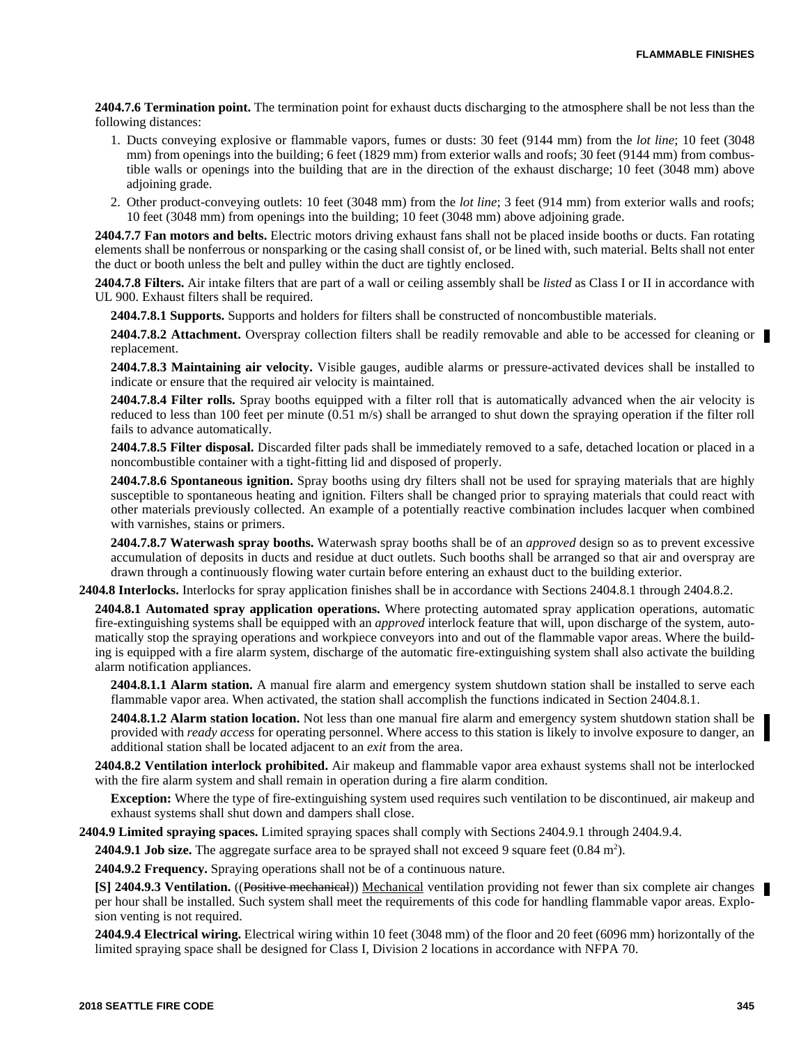**2404.7.6 Termination point.** The termination point for exhaust ducts discharging to the atmosphere shall be not less than the following distances:

1. Ducts conveying explosive or flammable vapors, fumes or dusts: 30 feet (9144 mm) from the *lot line*; 10 feet (3048 mm) from openings into the building; 6 feet (1829 mm) from exterior walls and roofs; 30 feet (9144 mm) from combustible walls or openings into the building that are in the direction of the exhaust discharge; 10 feet (3048 mm) above adjoining grade.
2. Other product-conveying outlets: 10 feet (3048 mm) from the *lot line*; 3 feet (914 mm) from exterior walls and roofs; 10 feet (3048 mm) from openings into the building; 10 feet (3048 mm) above adjoining grade.

**2404.7.7 Fan motors and belts.** Electric motors driving exhaust fans shall not be placed inside booths or ducts. Fan rotating elements shall be nonferrous or nonsparking or the casing shall consist of, or be lined with, such material. Belts shall not enter the duct or booth unless the belt and pulley within the duct are tightly enclosed.

**2404.7.8 Filters.** Air intake filters that are part of a wall or ceiling assembly shall be *listed* as Class I or II in accordance with UL 900. Exhaust filters shall be required.

**2404.7.8.1 Supports.** Supports and holders for filters shall be constructed of noncombustible materials.

**2404.7.8.2 Attachment.** Overspray collection filters shall be readily removable and able to be accessed for cleaning or replacement.

**2404.7.8.3 Maintaining air velocity.** Visible gauges, audible alarms or pressure-activated devices shall be installed to indicate or ensure that the required air velocity is maintained.

**2404.7.8.4 Filter rolls.** Spray booths equipped with a filter roll that is automatically advanced when the air velocity is reduced to less than 100 feet per minute (0.51 m/s) shall be arranged to shut down the spraying operation if the filter roll fails to advance automatically.

**2404.7.8.5 Filter disposal.** Discarded filter pads shall be immediately removed to a safe, detached location or placed in a noncombustible container with a tight-fitting lid and disposed of properly.

**2404.7.8.6 Spontaneous ignition.** Spray booths using dry filters shall not be used for spraying materials that are highly susceptible to spontaneous heating and ignition. Filters shall be changed prior to spraying materials that could react with other materials previously collected. An example of a potentially reactive combination includes lacquer when combined with varnishes, stains or primers.

**2404.7.8.7 Waterwash spray booths.** Waterwash spray booths shall be of an *approved* design so as to prevent excessive accumulation of deposits in ducts and residue at duct outlets. Such booths shall be arranged so that air and overspray are drawn through a continuously flowing water curtain before entering an exhaust duct to the building exterior.

**2404.8 Interlocks.** Interlocks for spray application finishes shall be in accordance with Sections 2404.8.1 through 2404.8.2.

**2404.8.1 Automated spray application operations.** Where protecting automated spray application operations, automatic fire-extinguishing systems shall be equipped with an *approved* interlock feature that will, upon discharge of the system, automatically stop the spraying operations and workpiece conveyors into and out of the flammable vapor areas. Where the building is equipped with a fire alarm system, discharge of the automatic fire-extinguishing system shall also activate the building alarm notification appliances.

**2404.8.1.1 Alarm station.** A manual fire alarm and emergency system shutdown station shall be installed to serve each flammable vapor area. When activated, the station shall accomplish the functions indicated in Section 2404.8.1.

**2404.8.1.2 Alarm station location.** Not less than one manual fire alarm and emergency system shutdown station shall be provided with *ready access* for operating personnel. Where access to this station is likely to involve exposure to danger, an additional station shall be located adjacent to an *exit* from the area.

**2404.8.2 Ventilation interlock prohibited.** Air makeup and flammable vapor area exhaust systems shall not be interlocked with the fire alarm system and shall remain in operation during a fire alarm condition.

**Exception:** Where the type of fire-extinguishing system used requires such ventilation to be discontinued, air makeup and exhaust systems shall shut down and dampers shall close.

**2404.9 Limited spraying spaces.** Limited spraying spaces shall comply with Sections 2404.9.1 through 2404.9.4.

**2404.9.1 Job size.** The aggregate surface area to be sprayed shall not exceed 9 square feet (0.84 $m^2$).

**2404.9.2 Frequency.** Spraying operations shall not be of a continuous nature.

**[S] 2404.9.3 Ventilation.** ((~~Positive mechanical~~)) <u>Mechanical</u> ventilation providing not fewer than six complete air changes per hour shall be installed. Such system shall meet the requirements of this code for handling flammable vapor areas. Explosion venting is not required.

**2404.9.4 Electrical wiring.** Electrical wiring within 10 feet (3048 mm) of the floor and 20 feet (6096 mm) horizontally of the limited spraying space shall be designed for Class I, Division 2 locations in accordance with NFPA 70.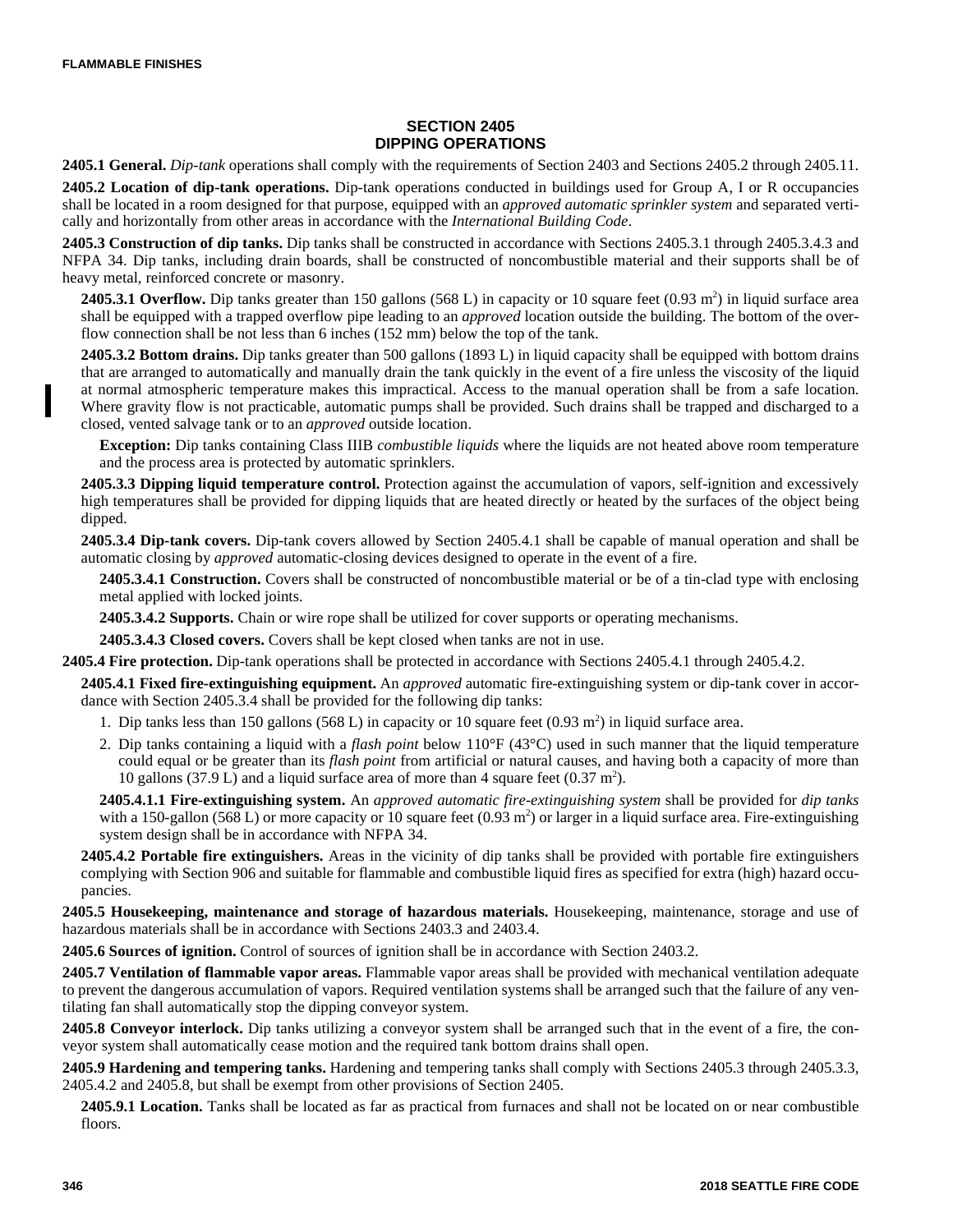## SECTION 2405
## DIPPING OPERATIONS

**2405.1 General.** *Dip-tank* operations shall comply with the requirements of Section 2403 and Sections 2405.2 through 2405.11.

**2405.2 Location of dip-tank operations.** Dip-tank operations conducted in buildings used for Group A, I or R occupancies shall be located in a room designed for that purpose, equipped with an *approved automatic sprinkler system* and separated vertically and horizontally from other areas in accordance with the *International Building Code*.

**2405.3 Construction of dip tanks.** Dip tanks shall be constructed in accordance with Sections 2405.3.1 through 2405.3.4.3 and NFPA 34. Dip tanks, including drain boards, shall be constructed of noncombustible material and their supports shall be of heavy metal, reinforced concrete or masonry.

**2405.3.1 Overflow.** Dip tanks greater than 150 gallons (568 L) in capacity or 10 square feet (0.93 $m^2$) in liquid surface area shall be equipped with a trapped overflow pipe leading to an *approved* location outside the building. The bottom of the overflow connection shall be not less than 6 inches (152 mm) below the top of the tank.

**2405.3.2 Bottom drains.** Dip tanks greater than 500 gallons (1893 L) in liquid capacity shall be equipped with bottom drains that are arranged to automatically and manually drain the tank quickly in the event of a fire unless the viscosity of the liquid at normal atmospheric temperature makes this impractical. Access to the manual operation shall be from a safe location. Where gravity flow is not practicable, automatic pumps shall be provided. Such drains shall be trapped and discharged to a closed, vented salvage tank or to an *approved* outside location.

**Exception:** Dip tanks containing Class IIIB *combustible liquids* where the liquids are not heated above room temperature and the process area is protected by automatic sprinklers.

**2405.3.3 Dipping liquid temperature control.** Protection against the accumulation of vapors, self-ignition and excessively high temperatures shall be provided for dipping liquids that are heated directly or heated by the surfaces of the object being dipped.

**2405.3.4 Dip-tank covers.** Dip-tank covers allowed by Section 2405.4.1 shall be capable of manual operation and shall be automatic closing by *approved* automatic-closing devices designed to operate in the event of a fire.

**2405.3.4.1 Construction.** Covers shall be constructed of noncombustible material or be of a tin-clad type with enclosing metal applied with locked joints.

**2405.3.4.2 Supports.** Chain or wire rope shall be utilized for cover supports or operating mechanisms.

**2405.3.4.3 Closed covers.** Covers shall be kept closed when tanks are not in use.

**2405.4 Fire protection.** Dip-tank operations shall be protected in accordance with Sections 2405.4.1 through 2405.4.2.

**2405.4.1 Fixed fire-extinguishing equipment.** An *approved* automatic fire-extinguishing system or dip-tank cover in accordance with Section 2405.3.4 shall be provided for the following dip tanks:

1. Dip tanks less than 150 gallons (568 L) in capacity or 10 square feet (0.93 $m^2$) in liquid surface area.
2. Dip tanks containing a liquid with a *flash point* below 110°F (43°C) used in such manner that the liquid temperature could equal or be greater than its *flash point* from artificial or natural causes, and having both a capacity of more than 10 gallons (37.9 L) and a liquid surface area of more than 4 square feet (0.37 $m^2$).

**2405.4.1.1 Fire-extinguishing system.** An *approved automatic fire-extinguishing system* shall be provided for *dip tanks* with a 150-gallon (568 L) or more capacity or 10 square feet (0.93 $m^2$) or larger in a liquid surface area. Fire-extinguishing system design shall be in accordance with NFPA 34.

**2405.4.2 Portable fire extinguishers.** Areas in the vicinity of dip tanks shall be provided with portable fire extinguishers complying with Section 906 and suitable for flammable and combustible liquid fires as specified for extra (high) hazard occupancies.

**2405.5 Housekeeping, maintenance and storage of hazardous materials.** Housekeeping, maintenance, storage and use of hazardous materials shall be in accordance with Sections 2403.3 and 2403.4.

**2405.6 Sources of ignition.** Control of sources of ignition shall be in accordance with Section 2403.2.

**2405.7 Ventilation of flammable vapor areas.** Flammable vapor areas shall be provided with mechanical ventilation adequate to prevent the dangerous accumulation of vapors. Required ventilation systems shall be arranged such that the failure of any ventilating fan shall automatically stop the dipping conveyor system.

**2405.8 Conveyor interlock.** Dip tanks utilizing a conveyor system shall be arranged such that in the event of a fire, the conveyor system shall automatically cease motion and the required tank bottom drains shall open.

**2405.9 Hardening and tempering tanks.** Hardening and tempering tanks shall comply with Sections 2405.3 through 2405.3.3, 2405.4.2 and 2405.8, but shall be exempt from other provisions of Section 2405.

**2405.9.1 Location.** Tanks shall be located as far as practical from furnaces and shall not be located on or near combustible floors.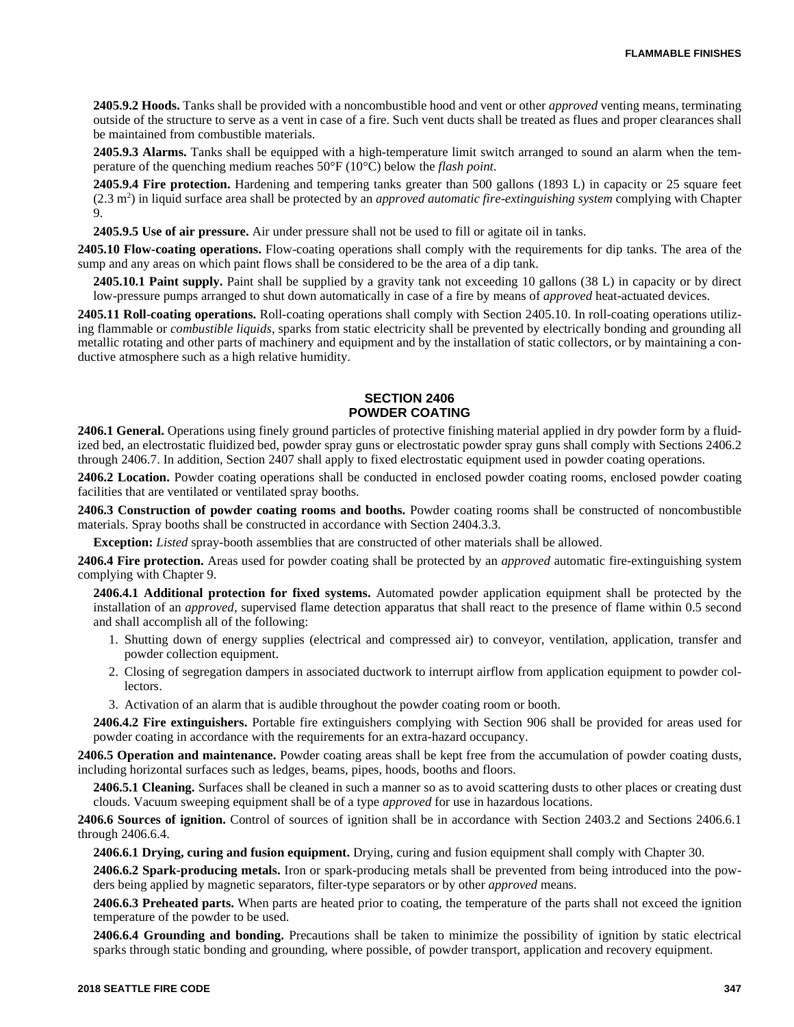**2405.9.2 Hoods.** Tanks shall be provided with a noncombustible hood and vent or other *approved* venting means, terminating outside of the structure to serve as a vent in case of a fire. Such vent ducts shall be treated as flues and proper clearances shall be maintained from combustible materials.

**2405.9.3 Alarms.** Tanks shall be equipped with a high-temperature limit switch arranged to sound an alarm when the temperature of the quenching medium reaches 50°F (10°C) below the *flash point*.

**2405.9.4 Fire protection.** Hardening and tempering tanks greater than 500 gallons (1893 L) in capacity or 25 square feet (2.3 $m^2$) in liquid surface area shall be protected by an *approved automatic fire-extinguishing system* complying with Chapter 9.

**2405.9.5 Use of air pressure.** Air under pressure shall not be used to fill or agitate oil in tanks.

**2405.10 Flow-coating operations.** Flow-coating operations shall comply with the requirements for dip tanks. The area of the sump and any areas on which paint flows shall be considered to be the area of a dip tank.

**2405.10.1 Paint supply.** Paint shall be supplied by a gravity tank not exceeding 10 gallons (38 L) in capacity or by direct low-pressure pumps arranged to shut down automatically in case of a fire by means of *approved* heat-actuated devices.

**2405.11 Roll-coating operations.** Roll-coating operations shall comply with Section 2405.10. In roll-coating operations utilizing flammable or *combustible liquids*, sparks from static electricity shall be prevented by electrically bonding and grounding all metallic rotating and other parts of machinery and equipment and by the installation of static collectors, or by maintaining a conductive atmosphere such as a high relative humidity.

## SECTION 2406
## POWDER COATING

**2406.1 General.** Operations using finely ground particles of protective finishing material applied in dry powder form by a fluidized bed, an electrostatic fluidized bed, powder spray guns or electrostatic powder spray guns shall comply with Sections 2406.2 through 2406.7. In addition, Section 2407 shall apply to fixed electrostatic equipment used in powder coating operations.

**2406.2 Location.** Powder coating operations shall be conducted in enclosed powder coating rooms, enclosed powder coating facilities that are ventilated or ventilated spray booths.

**2406.3 Construction of powder coating rooms and booths.** Powder coating rooms shall be constructed of noncombustible materials. Spray booths shall be constructed in accordance with Section 2404.3.3.

**Exception:** *Listed* spray-booth assemblies that are constructed of other materials shall be allowed.

**2406.4 Fire protection.** Areas used for powder coating shall be protected by an *approved* automatic fire-extinguishing system complying with Chapter 9.

**2406.4.1 Additional protection for fixed systems.** Automated powder application equipment shall be protected by the installation of an *approved*, supervised flame detection apparatus that shall react to the presence of flame within 0.5 second and shall accomplish all of the following:

1. Shutting down of energy supplies (electrical and compressed air) to conveyor, ventilation, application, transfer and powder collection equipment.
2. Closing of segregation dampers in associated ductwork to interrupt airflow from application equipment to powder collectors.
3. Activation of an alarm that is audible throughout the powder coating room or booth.

**2406.4.2 Fire extinguishers.** Portable fire extinguishers complying with Section 906 shall be provided for areas used for powder coating in accordance with the requirements for an extra-hazard occupancy.

**2406.5 Operation and maintenance.** Powder coating areas shall be kept free from the accumulation of powder coating dusts, including horizontal surfaces such as ledges, beams, pipes, hoods, booths and floors.

**2406.5.1 Cleaning.** Surfaces shall be cleaned in such a manner so as to avoid scattering dusts to other places or creating dust clouds. Vacuum sweeping equipment shall be of a type *approved* for use in hazardous locations.

**2406.6 Sources of ignition.** Control of sources of ignition shall be in accordance with Section 2403.2 and Sections 2406.6.1 through 2406.6.4.

**2406.6.1 Drying, curing and fusion equipment.** Drying, curing and fusion equipment shall comply with Chapter 30.

**2406.6.2 Spark-producing metals.** Iron or spark-producing metals shall be prevented from being introduced into the powders being applied by magnetic separators, filter-type separators or by other *approved* means.

**2406.6.3 Preheated parts.** When parts are heated prior to coating, the temperature of the parts shall not exceed the ignition temperature of the powder to be used.

**2406.6.4 Grounding and bonding.** Precautions shall be taken to minimize the possibility of ignition by static electrical sparks through static bonding and grounding, where possible, of powder transport, application and recovery equipment.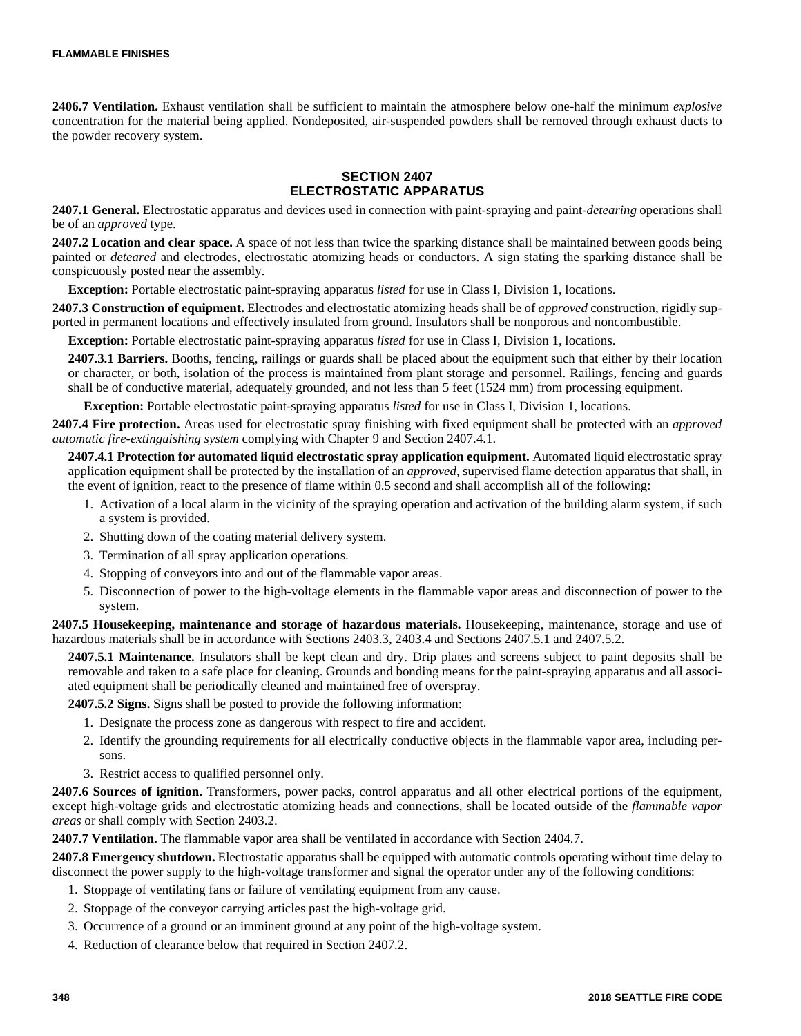**2406.7 Ventilation.** Exhaust ventilation shall be sufficient to maintain the atmosphere below one-half the minimum *explosive* concentration for the material being applied. Nondeposited, air-suspended powders shall be removed through exhaust ducts to the powder recovery system.

## SECTION 2407 ELECTROSTATIC APPARATUS

**2407.1 General.** Electrostatic apparatus and devices used in connection with paint-spraying and paint-*detearing* operations shall be of an *approved* type.

**2407.2 Location and clear space.** A space of not less than twice the sparking distance shall be maintained between goods being painted or *deteared* and electrodes, electrostatic atomizing heads or conductors. A sign stating the sparking distance shall be conspicuously posted near the assembly.

**Exception:** Portable electrostatic paint-spraying apparatus *listed* for use in Class I, Division 1, locations.

**2407.3 Construction of equipment.** Electrodes and electrostatic atomizing heads shall be of *approved* construction, rigidly supported in permanent locations and effectively insulated from ground. Insulators shall be nonporous and noncombustible.

**Exception:** Portable electrostatic paint-spraying apparatus *listed* for use in Class I, Division 1, locations.

**2407.3.1 Barriers.** Booths, fencing, railings or guards shall be placed about the equipment such that either by their location or character, or both, isolation of the process is maintained from plant storage and personnel. Railings, fencing and guards shall be of conductive material, adequately grounded, and not less than 5 feet (1524 mm) from processing equipment.

**Exception:** Portable electrostatic paint-spraying apparatus *listed* for use in Class I, Division 1, locations.

**2407.4 Fire protection.** Areas used for electrostatic spray finishing with fixed equipment shall be protected with an *approved automatic fire-extinguishing system* complying with Chapter 9 and Section 2407.4.1.

**2407.4.1 Protection for automated liquid electrostatic spray application equipment.** Automated liquid electrostatic spray application equipment shall be protected by the installation of an *approved*, supervised flame detection apparatus that shall, in the event of ignition, react to the presence of flame within 0.5 second and shall accomplish all of the following:

1. Activation of a local alarm in the vicinity of the spraying operation and activation of the building alarm system, if such a system is provided.
2. Shutting down of the coating material delivery system.
3. Termination of all spray application operations.
4. Stopping of conveyors into and out of the flammable vapor areas.
5. Disconnection of power to the high-voltage elements in the flammable vapor areas and disconnection of power to the system.

**2407.5 Housekeeping, maintenance and storage of hazardous materials.** Housekeeping, maintenance, storage and use of hazardous materials shall be in accordance with Sections 2403.3, 2403.4 and Sections 2407.5.1 and 2407.5.2.

**2407.5.1 Maintenance.** Insulators shall be kept clean and dry. Drip plates and screens subject to paint deposits shall be removable and taken to a safe place for cleaning. Grounds and bonding means for the paint-spraying apparatus and all associated equipment shall be periodically cleaned and maintained free of overspray.

**2407.5.2 Signs.** Signs shall be posted to provide the following information:

1. Designate the process zone as dangerous with respect to fire and accident.
2. Identify the grounding requirements for all electrically conductive objects in the flammable vapor area, including persons.
3. Restrict access to qualified personnel only.

**2407.6 Sources of ignition.** Transformers, power packs, control apparatus and all other electrical portions of the equipment, except high-voltage grids and electrostatic atomizing heads and connections, shall be located outside of the *flammable vapor areas* or shall comply with Section 2403.2.

**2407.7 Ventilation.** The flammable vapor area shall be ventilated in accordance with Section 2404.7.

**2407.8 Emergency shutdown.** Electrostatic apparatus shall be equipped with automatic controls operating without time delay to disconnect the power supply to the high-voltage transformer and signal the operator under any of the following conditions:

1. Stoppage of ventilating fans or failure of ventilating equipment from any cause.
2. Stoppage of the conveyor carrying articles past the high-voltage grid.
3. Occurrence of a ground or an imminent ground at any point of the high-voltage system.
4. Reduction of clearance below that required in Section 2407.2.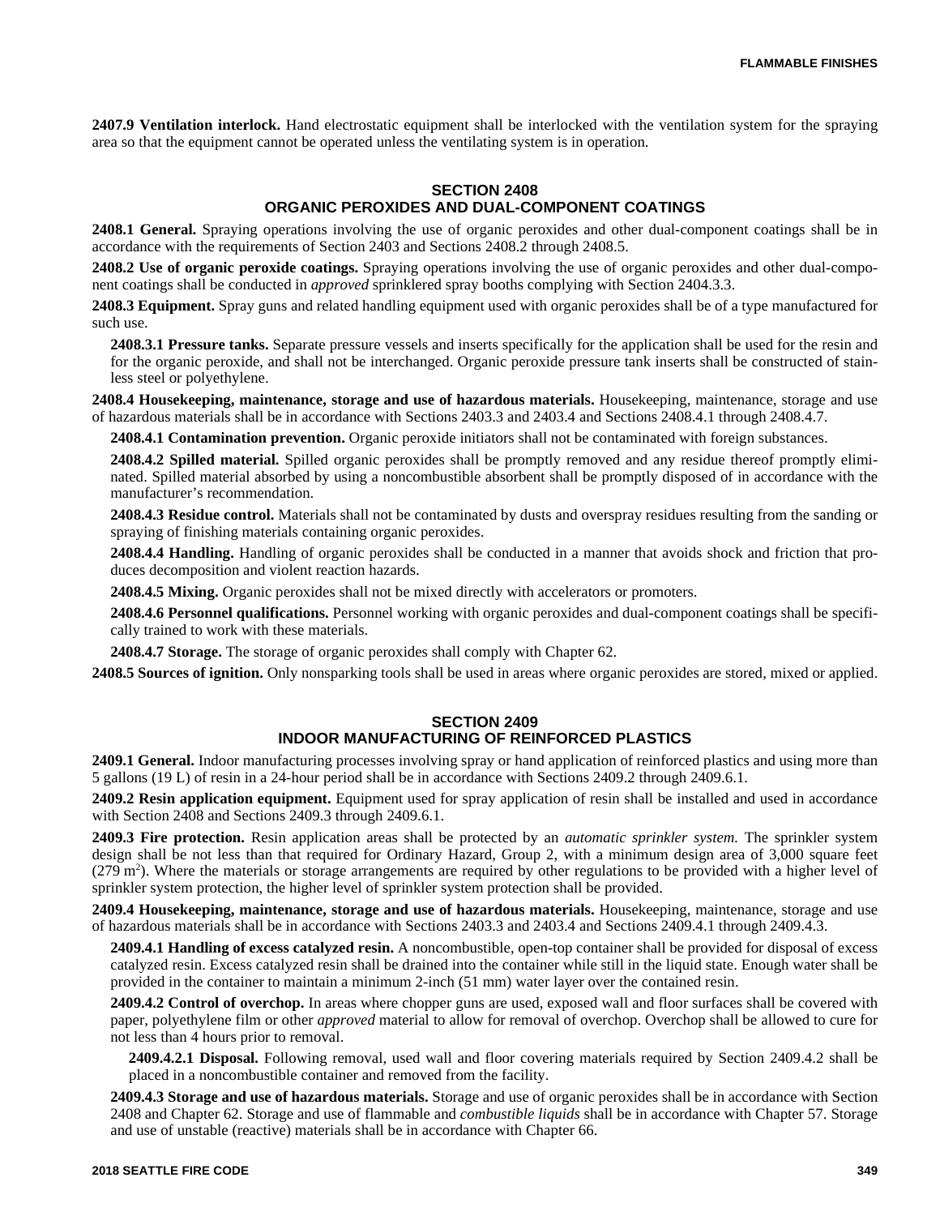**2407.9 Ventilation interlock.** Hand electrostatic equipment shall be interlocked with the ventilation system for the spraying area so that the equipment cannot be operated unless the ventilating system is in operation.

## SECTION 2408 ORGANIC PEROXIDES AND DUAL-COMPONENT COATINGS

**2408.1 General.** Spraying operations involving the use of organic peroxides and other dual-component coatings shall be in accordance with the requirements of Section 2403 and Sections 2408.2 through 2408.5.

**2408.2 Use of organic peroxide coatings.** Spraying operations involving the use of organic peroxides and other dual-component coatings shall be conducted in *approved* sprinklered spray booths complying with Section 2404.3.3.

**2408.3 Equipment.** Spray guns and related handling equipment used with organic peroxides shall be of a type manufactured for such use.

**2408.3.1 Pressure tanks.** Separate pressure vessels and inserts specifically for the application shall be used for the resin and for the organic peroxide, and shall not be interchanged. Organic peroxide pressure tank inserts shall be constructed of stainless steel or polyethylene.

**2408.4 Housekeeping, maintenance, storage and use of hazardous materials.** Housekeeping, maintenance, storage and use of hazardous materials shall be in accordance with Sections 2403.3 and 2403.4 and Sections 2408.4.1 through 2408.4.7.

**2408.4.1 Contamination prevention.** Organic peroxide initiators shall not be contaminated with foreign substances.

**2408.4.2 Spilled material.** Spilled organic peroxides shall be promptly removed and any residue thereof promptly eliminated. Spilled material absorbed by using a noncombustible absorbent shall be promptly disposed of in accordance with the manufacturer's recommendation.

**2408.4.3 Residue control.** Materials shall not be contaminated by dusts and overspray residues resulting from the sanding or spraying of finishing materials containing organic peroxides.

**2408.4.4 Handling.** Handling of organic peroxides shall be conducted in a manner that avoids shock and friction that produces decomposition and violent reaction hazards.

**2408.4.5 Mixing.** Organic peroxides shall not be mixed directly with accelerators or promoters.

**2408.4.6 Personnel qualifications.** Personnel working with organic peroxides and dual-component coatings shall be specifically trained to work with these materials.

**2408.4.7 Storage.** The storage of organic peroxides shall comply with Chapter 62.

**2408.5 Sources of ignition.** Only nonsparking tools shall be used in areas where organic peroxides are stored, mixed or applied.

## SECTION 2409 INDOOR MANUFACTURING OF REINFORCED PLASTICS

**2409.1 General.** Indoor manufacturing processes involving spray or hand application of reinforced plastics and using more than 5 gallons (19 L) of resin in a 24-hour period shall be in accordance with Sections 2409.2 through 2409.6.1.

**2409.2 Resin application equipment.** Equipment used for spray application of resin shall be installed and used in accordance with Section 2408 and Sections 2409.3 through 2409.6.1.

**2409.3 Fire protection.** Resin application areas shall be protected by an *automatic sprinkler system.* The sprinkler system design shall be not less than that required for Ordinary Hazard, Group 2, with a minimum design area of 3,000 square feet ($279 \text{ m}^2$). Where the materials or storage arrangements are required by other regulations to be provided with a higher level of sprinkler system protection, the higher level of sprinkler system protection shall be provided.

**2409.4 Housekeeping, maintenance, storage and use of hazardous materials.** Housekeeping, maintenance, storage and use of hazardous materials shall be in accordance with Sections 2403.3 and 2403.4 and Sections 2409.4.1 through 2409.4.3.

**2409.4.1 Handling of excess catalyzed resin.** A noncombustible, open-top container shall be provided for disposal of excess catalyzed resin. Excess catalyzed resin shall be drained into the container while still in the liquid state. Enough water shall be provided in the container to maintain a minimum 2-inch (51 mm) water layer over the contained resin.

**2409.4.2 Control of overchop.** In areas where chopper guns are used, exposed wall and floor surfaces shall be covered with paper, polyethylene film or other *approved* material to allow for removal of overchop. Overchop shall be allowed to cure for not less than 4 hours prior to removal.

**2409.4.2.1 Disposal.** Following removal, used wall and floor covering materials required by Section 2409.4.2 shall be placed in a noncombustible container and removed from the facility.

**2409.4.3 Storage and use of hazardous materials.** Storage and use of organic peroxides shall be in accordance with Section 2408 and Chapter 62. Storage and use of flammable and *combustible liquids* shall be in accordance with Chapter 57. Storage and use of unstable (reactive) materials shall be in accordance with Chapter 66.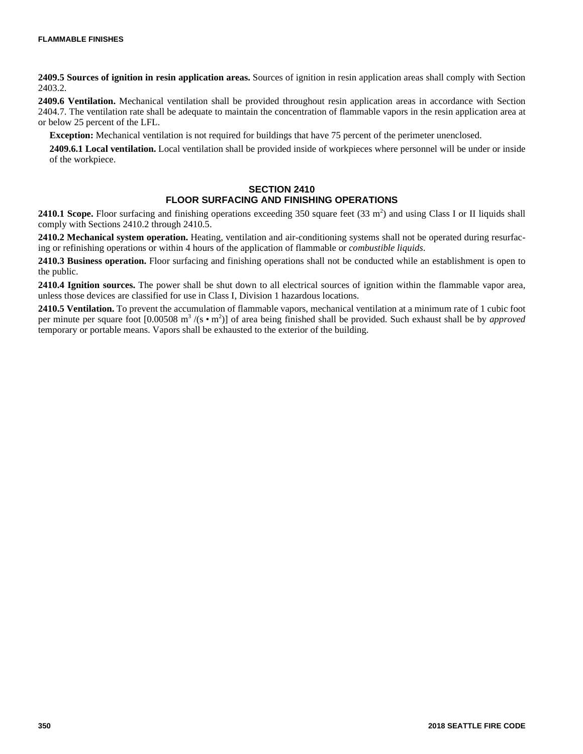**2409.5 Sources of ignition in resin application areas.** Sources of ignition in resin application areas shall comply with Section 2403.2.

**2409.6 Ventilation.** Mechanical ventilation shall be provided throughout resin application areas in accordance with Section 2404.7. The ventilation rate shall be adequate to maintain the concentration of flammable vapors in the resin application area at or below 25 percent of the LFL.

**Exception:** Mechanical ventilation is not required for buildings that have 75 percent of the perimeter unenclosed.

**2409.6.1 Local ventilation.** Local ventilation shall be provided inside of workpieces where personnel will be under or inside of the workpiece.

## SECTION 2410
## FLOOR SURFACING AND FINISHING OPERATIONS

**2410.1 Scope.** Floor surfacing and finishing operations exceeding 350 square feet (33 $m^2$) and using Class I or II liquids shall comply with Sections 2410.2 through 2410.5.

**2410.2 Mechanical system operation.** Heating, ventilation and air-conditioning systems shall not be operated during resurfacing or refinishing operations or within 4 hours of the application of flammable or *combustible liquids*.

**2410.3 Business operation.** Floor surfacing and finishing operations shall not be conducted while an establishment is open to the public.

**2410.4 Ignition sources.** The power shall be shut down to all electrical sources of ignition within the flammable vapor area, unless those devices are classified for use in Class I, Division 1 hazardous locations.

**2410.5 Ventilation.** To prevent the accumulation of flammable vapors, mechanical ventilation at a minimum rate of 1 cubic foot per minute per square foot [0.00508 $m^3/(s \cdot m^2)$] of area being finished shall be provided. Such exhaust shall be by *approved* temporary or portable means. Vapors shall be exhausted to the exterior of the building.